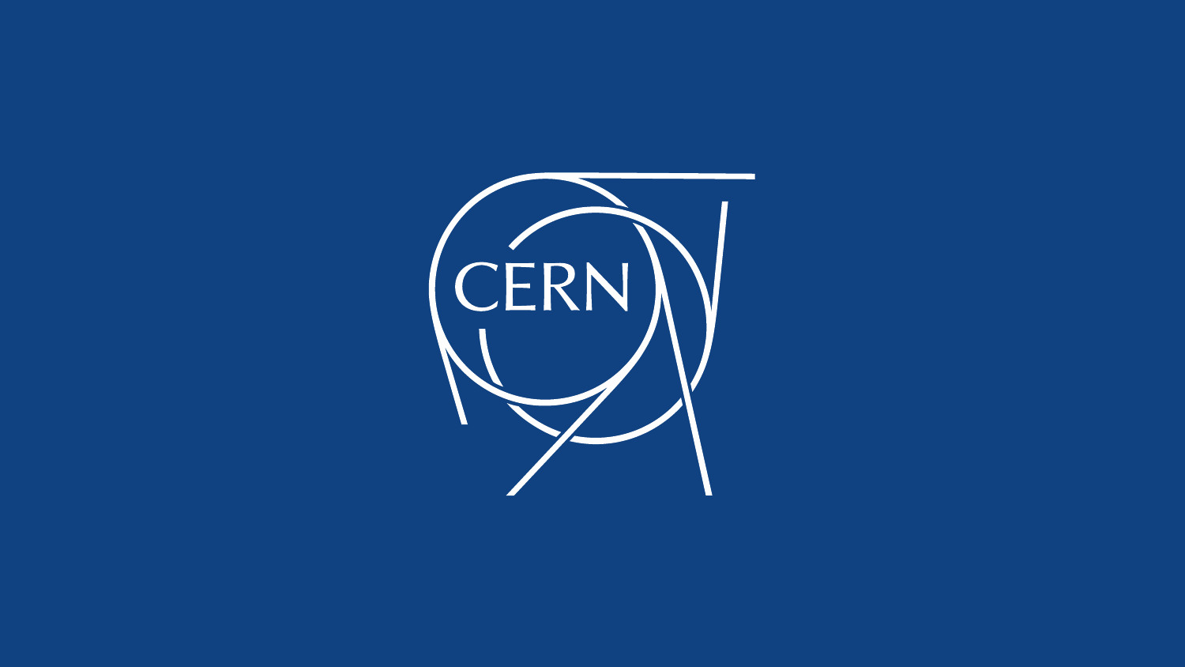CERN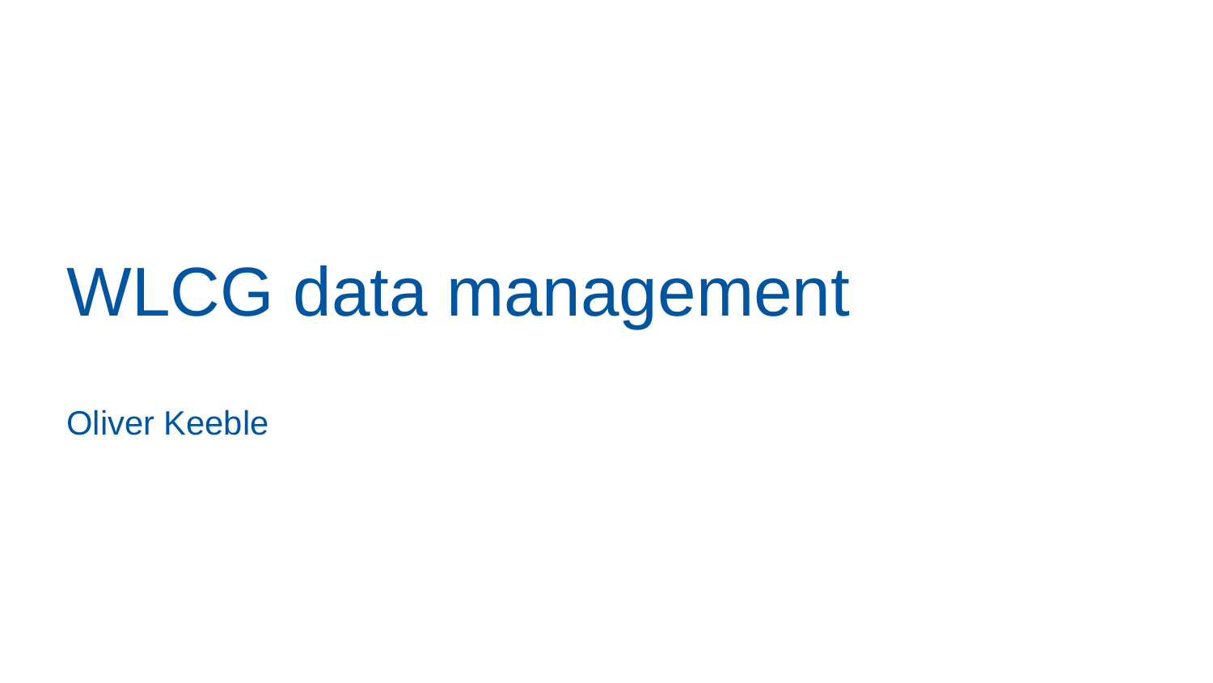# WLCG data management

Oliver Keeble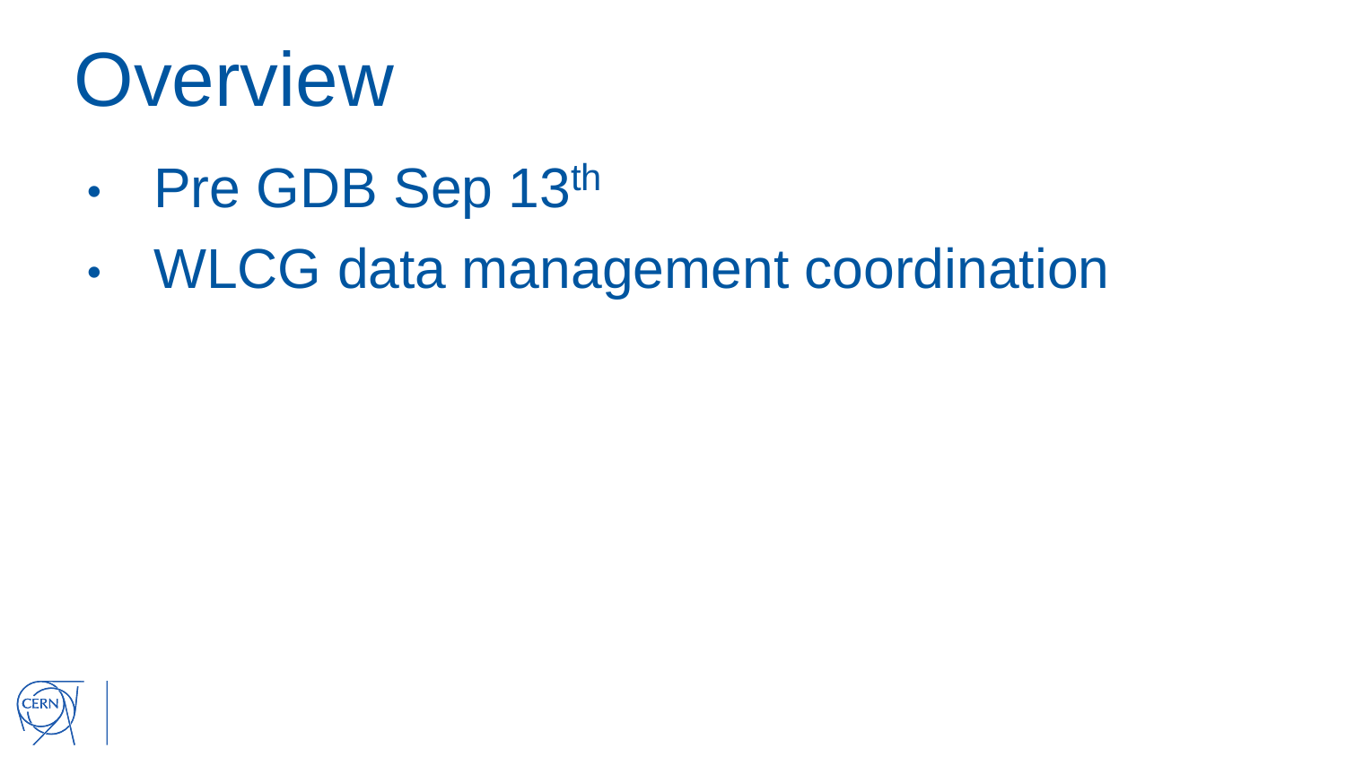# Overview

- Pre GDB Sep 13th
- WLCG data management coordination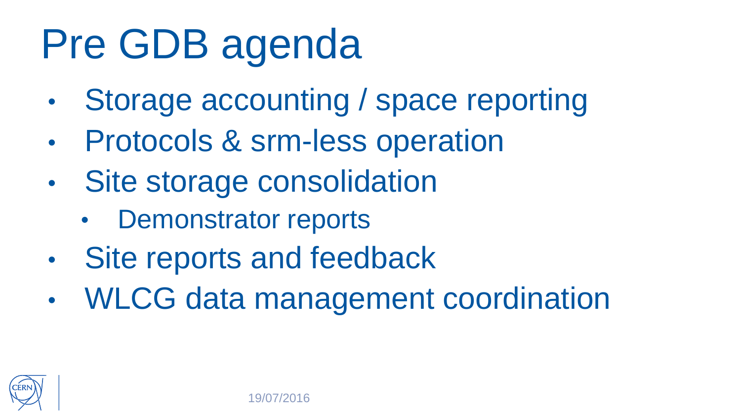# Pre GDB agenda

- Storage accounting / space reporting
- Protocols & srm-less operation
- Site storage consolidation
  - Demonstrator reports
- Site reports and feedback
- WLCG data management coordination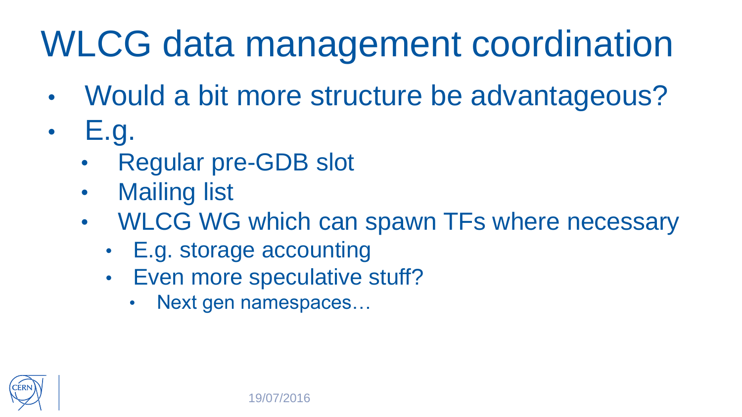# WLCG data management coordination

- Would a bit more structure be advantageous?
- E.g.
  - Regular pre-GDB slot
  - Mailing list
  - WLCG WG which can spawn TFs where necessary
    - E.g. storage accounting
    - Even more speculative stuff?
      - Next gen namespaces…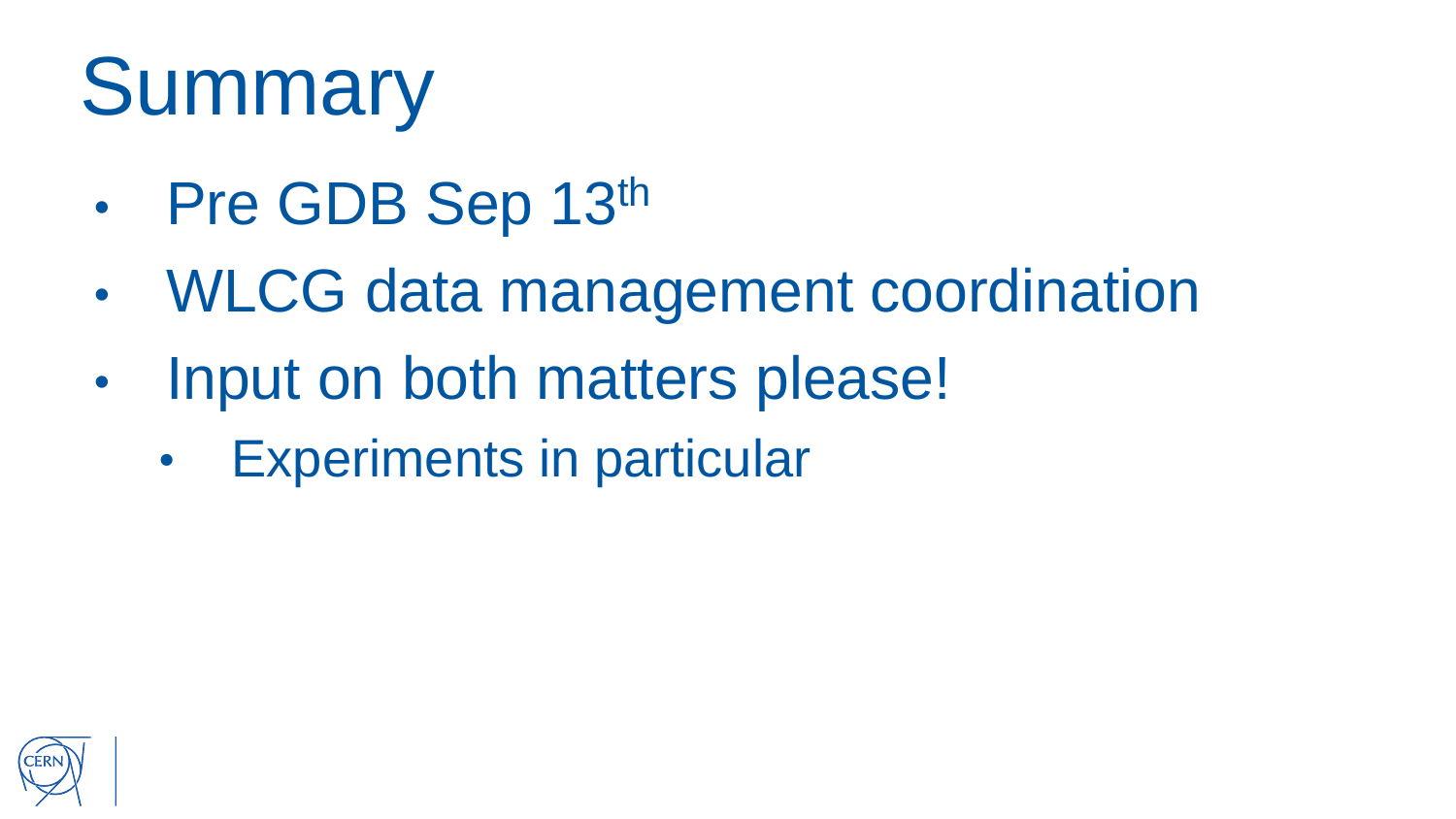# Summary

- Pre GDB Sep 13th
- WLCG data management coordination
- Input on both matters please!
  - Experiments in particular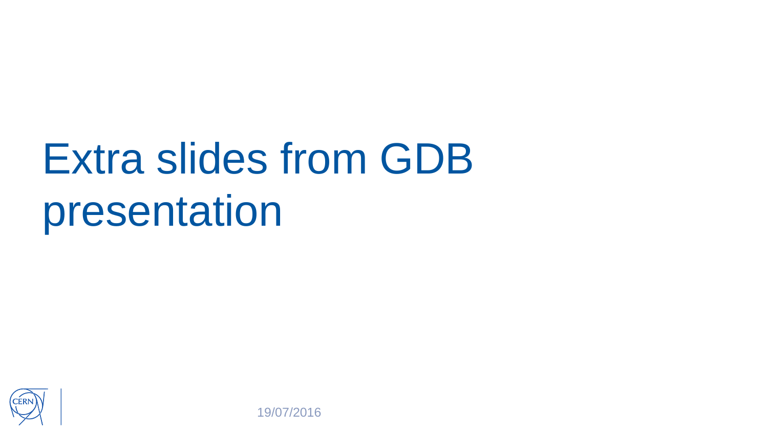# Extra slides from GDB presentation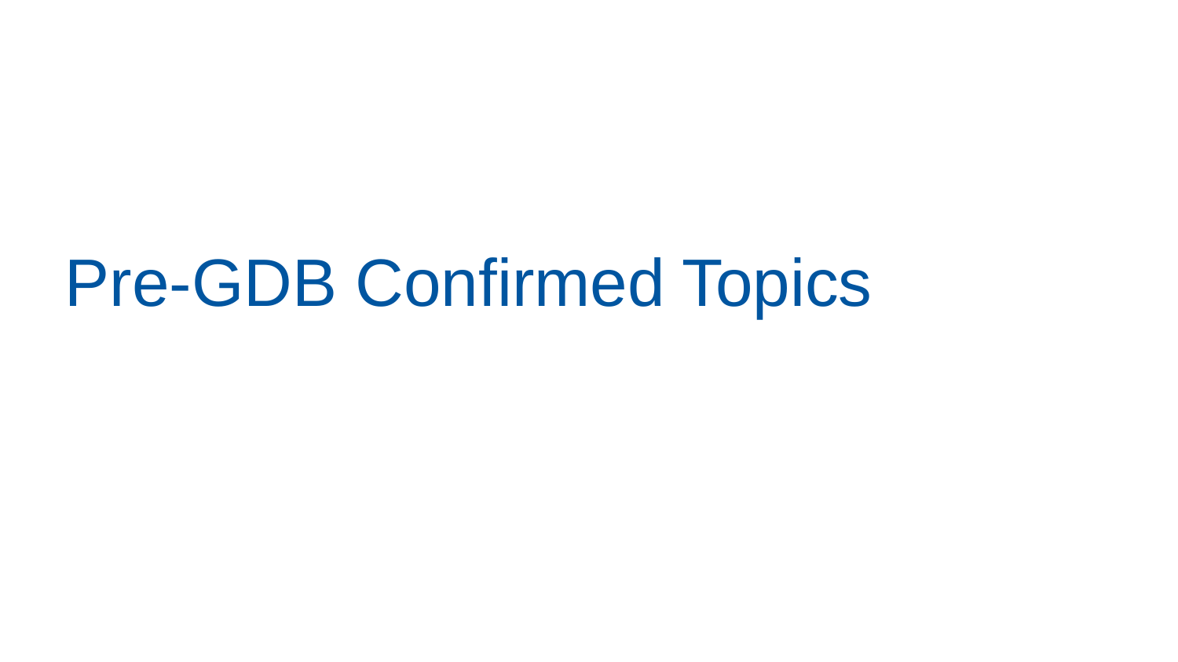# Pre-GDB Confirmed Topics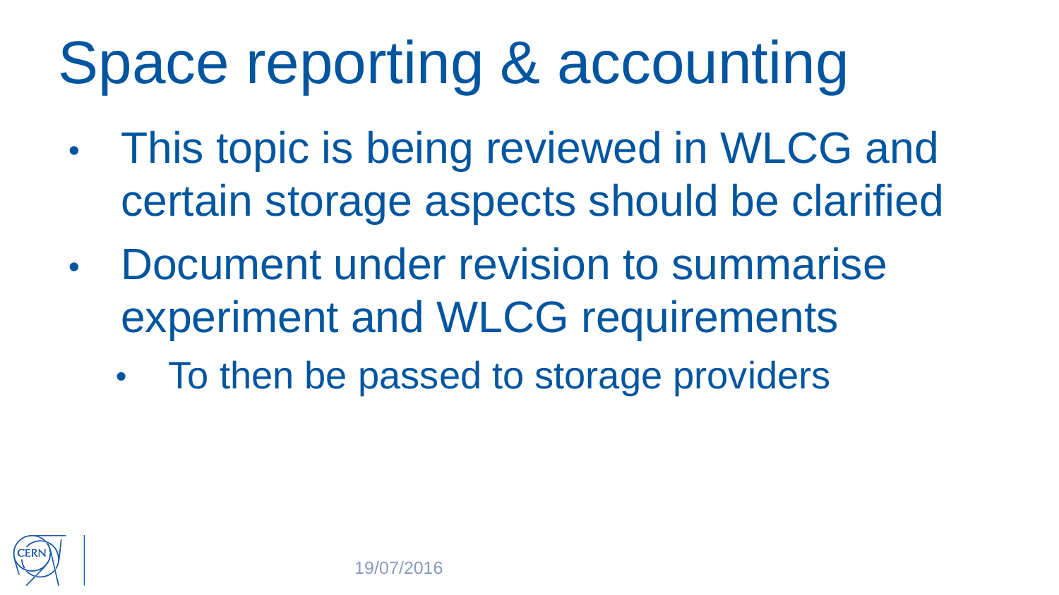# Space reporting & accounting

- This topic is being reviewed in WLCG and certain storage aspects should be clarified
- Document under revision to summarise experiment and WLCG requirements
  - To then be passed to storage providers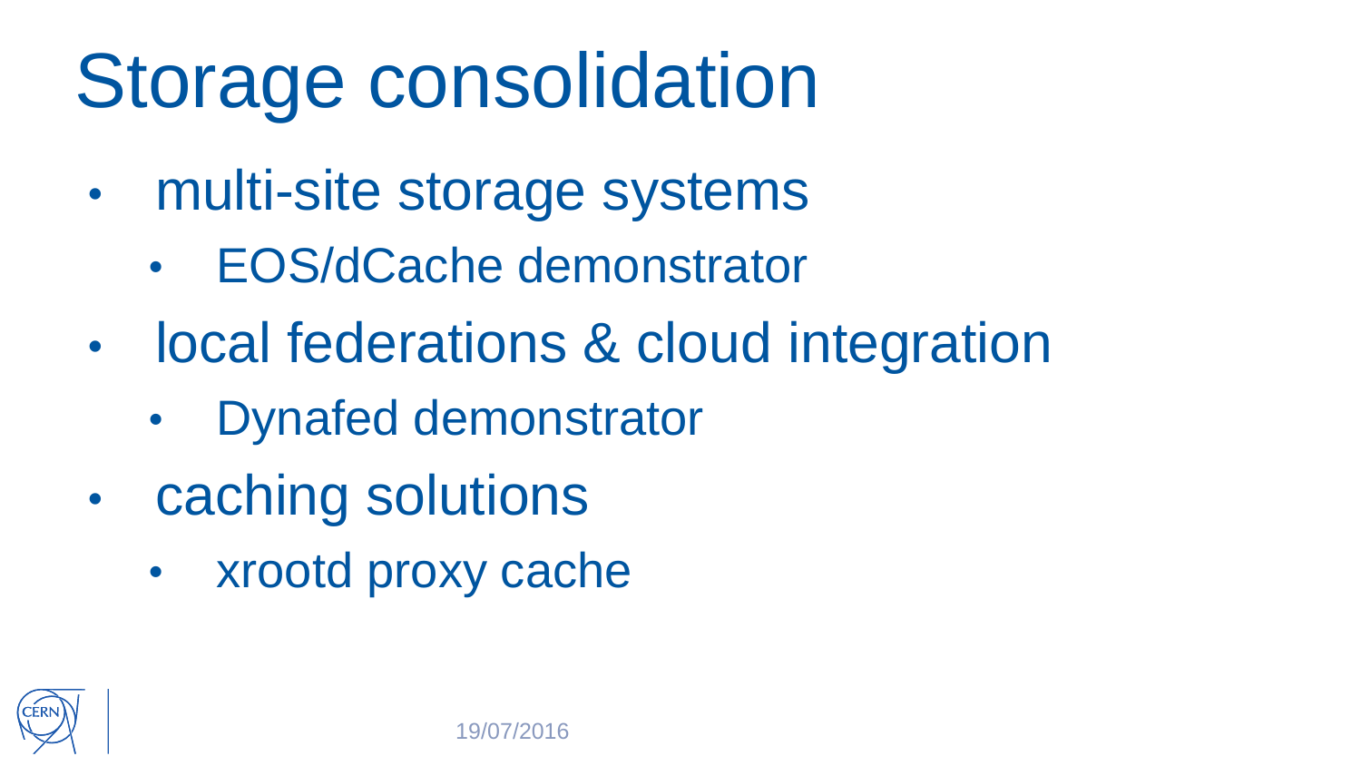# Storage consolidation

- multi-site storage systems
  - EOS/dCache demonstrator
- local federations & cloud integration
  - Dynafed demonstrator
- caching solutions
  - xrootd proxy cache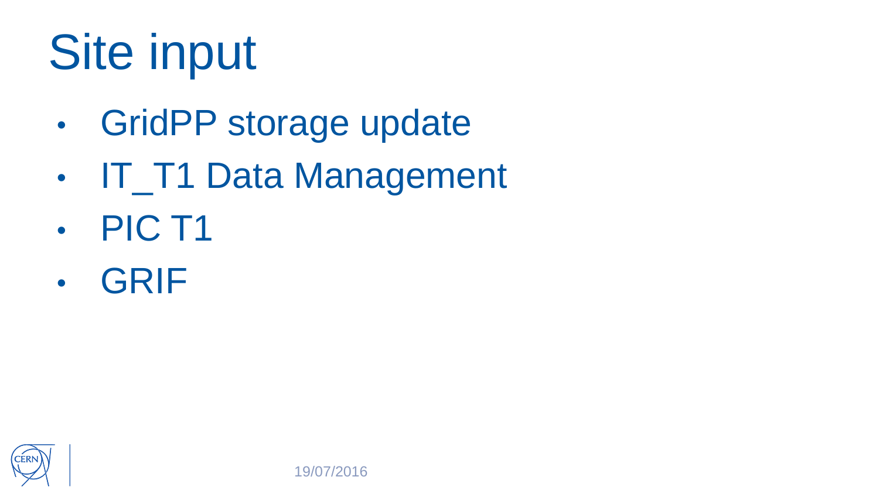# Site input

- GridPP storage update
- IT_T1 Data Management
- PIC T1
- GRIF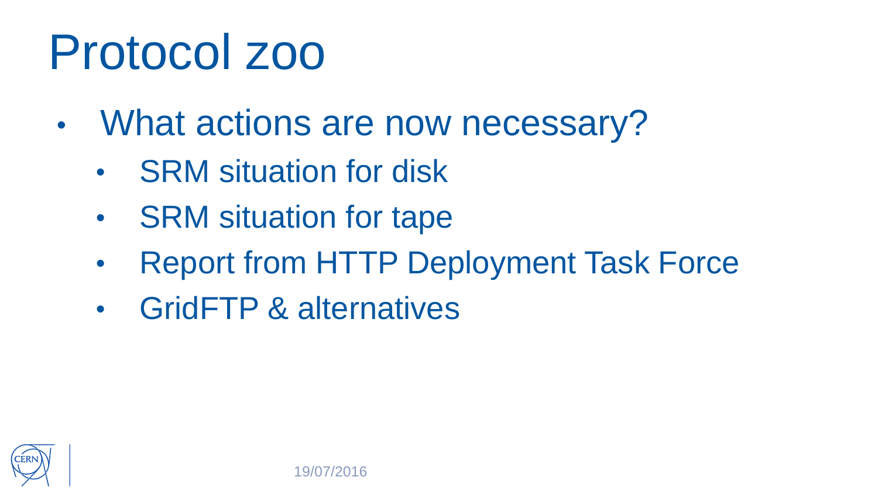# Protocol zoo

- What actions are now necessary?
  - SRM situation for disk
  - SRM situation for tape
  - Report from HTTP Deployment Task Force
  - GridFTP & alternatives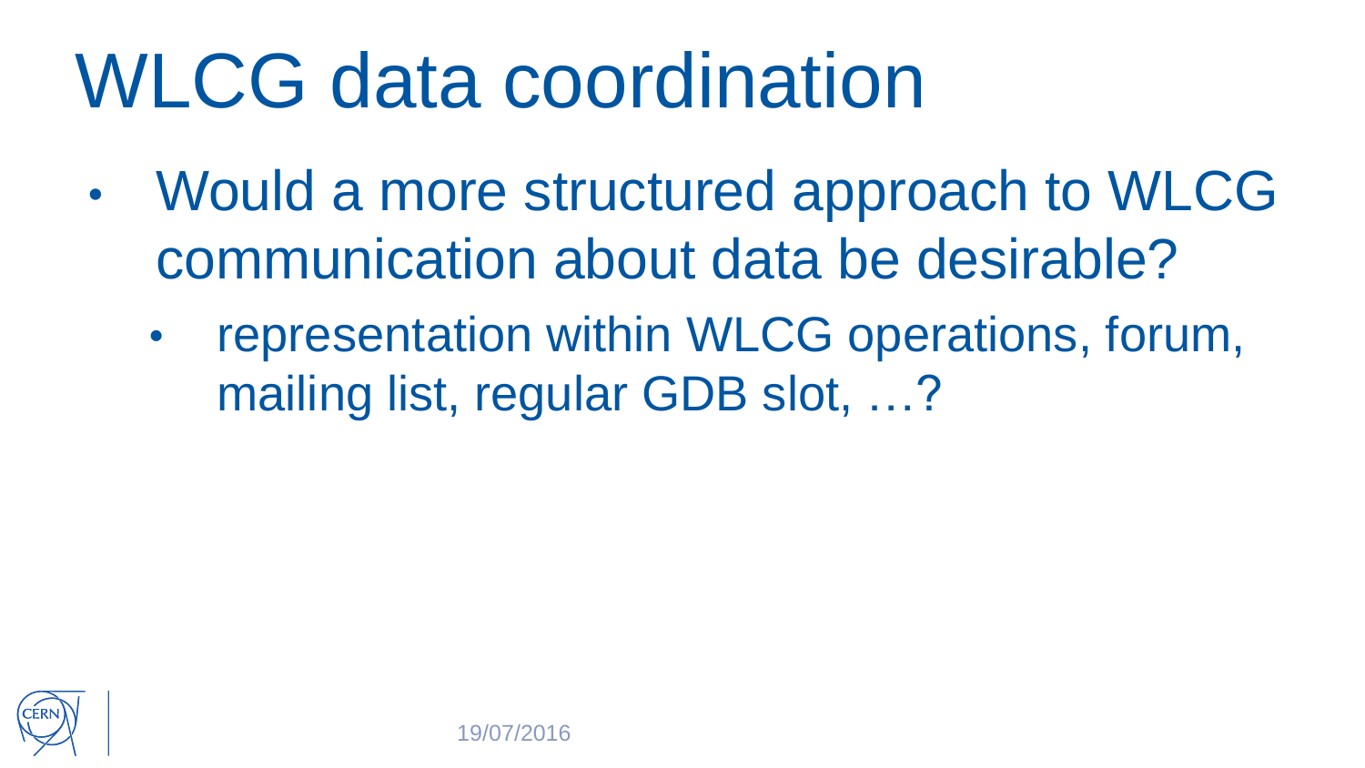# WLCG data coordination

- Would a more structured approach to WLCG communication about data be desirable?
  - representation within WLCG operations, forum, mailing list, regular GDB slot, …?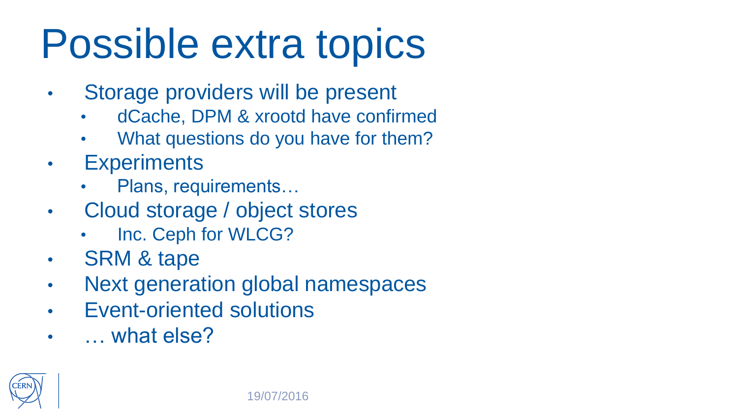# Possible extra topics

- Storage providers will be present
  - dCache, DPM & xrootd have confirmed
  - What questions do you have for them?
- Experiments
  - Plans, requirements…
- Cloud storage / object stores
  - Inc. Ceph for WLCG?
- SRM & tape
- Next generation global namespaces
- Event-oriented solutions
- … what else?